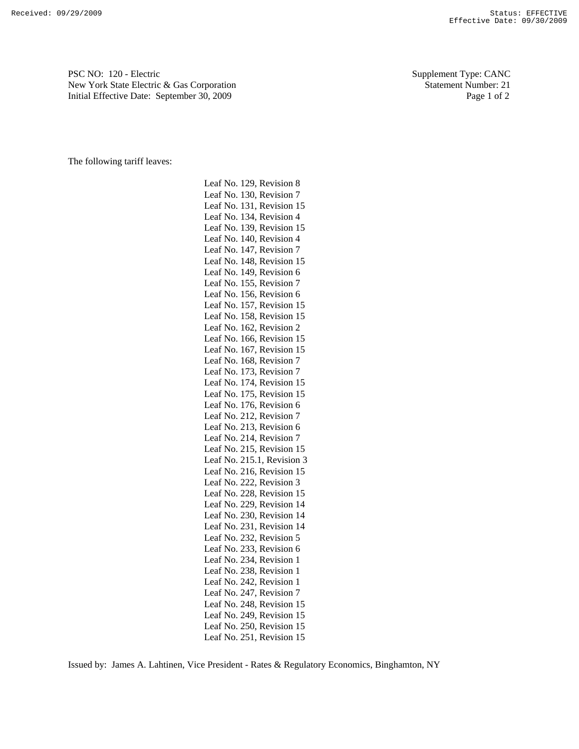Received: 09/29/2009 Status: EFFECTIVE
Effective Date: 09/30/2009

PSC NO: 120 - Electric
New York State Electric & Gas Corporation
Initial Effective Date: September 30, 2009

Supplement Type: CANC
Statement Number: 21

The following tariff leaves:

Leaf No. 129, Revision 8
Leaf No. 130, Revision 7
Leaf No. 131, Revision 15
Leaf No. 134, Revision 4
Leaf No. 139, Revision 15
Leaf No. 140, Revision 4
Leaf No. 147, Revision 7
Leaf No. 148, Revision 15
Leaf No. 149, Revision 6
Leaf No. 155, Revision 7
Leaf No. 156, Revision 6
Leaf No. 157, Revision 15
Leaf No. 158, Revision 15
Leaf No. 162, Revision 2
Leaf No. 166, Revision 15
Leaf No. 167, Revision 15
Leaf No. 168, Revision 7
Leaf No. 173, Revision 7
Leaf No. 174, Revision 15
Leaf No. 175, Revision 15
Leaf No. 176, Revision 6
Leaf No. 212, Revision 7
Leaf No. 213, Revision 6
Leaf No. 214, Revision 7
Leaf No. 215, Revision 15
Leaf No. 215.1, Revision 3
Leaf No. 216, Revision 15
Leaf No. 222, Revision 3
Leaf No. 228, Revision 15
Leaf No. 229, Revision 14
Leaf No. 230, Revision 14
Leaf No. 231, Revision 14
Leaf No. 232, Revision 5
Leaf No. 233, Revision 6
Leaf No. 234, Revision 1
Leaf No. 238, Revision 1
Leaf No. 242, Revision 1
Leaf No. 247, Revision 7
Leaf No. 248, Revision 15
Leaf No. 249, Revision 15
Leaf No. 250, Revision 15
Leaf No. 251, Revision 15

Issued by: James A. Lahtinen, Vice President - Rates & Regulatory Economics, Binghamton, NY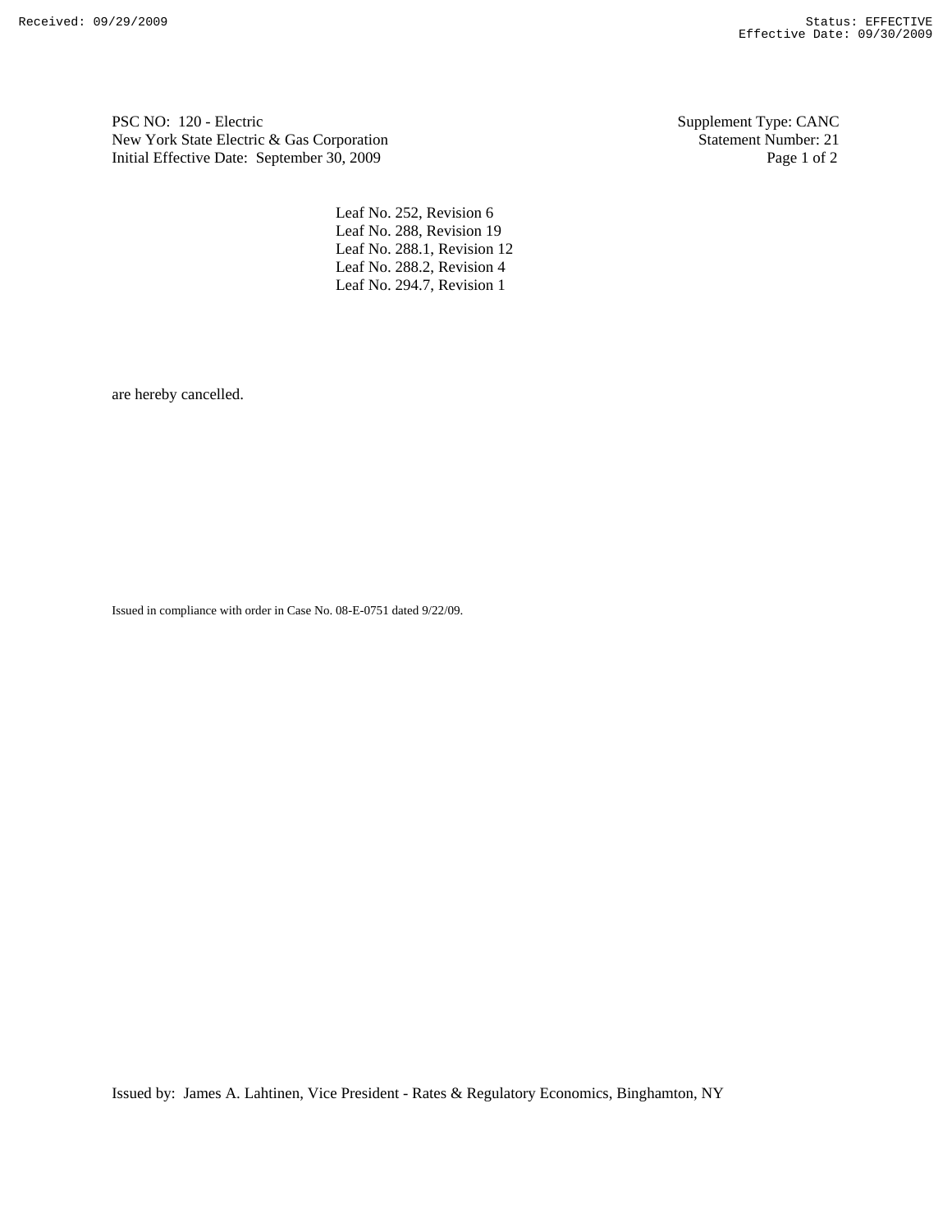PSC NO: 120 - Electric
New York State Electric & Gas Corporation
Initial Effective Date: September 30, 2009

Supplement Type: CANC
Statement Number: 21

Leaf No. 252, Revision 6
Leaf No. 288, Revision 19
Leaf No. 288.1, Revision 12
Leaf No. 288.2, Revision 4
Leaf No. 294.7, Revision 1

are hereby cancelled.

Issued in compliance with order in Case No. 08-E-0751 dated 9/22/09.

Issued by: James A. Lahtinen, Vice President - Rates & Regulatory Economics, Binghamton, NY